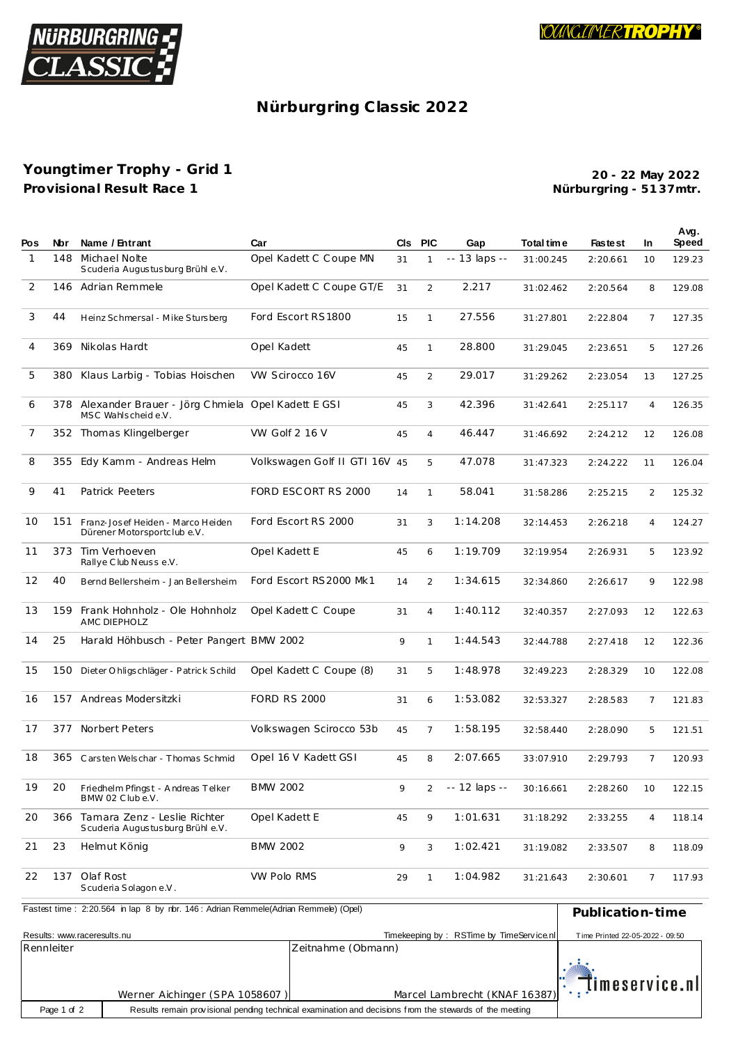# Nürburgring Classic 2022

## Youngtimer Trophy - Grid 1

**Provisional Result Race 1**

**20 - 22 May 2022**
**Nürburgring - 5137mtr.**

| Pos | Nbr | Name / Entrant | Car | Cls | PIC | Gap | Total time | Fastest | In | Avg. Speed |
|---|---|---|---|---|---|---|---|---|---|---|
| 1 | 148 | Michael Nolte<br>Scuderia Augustusburg Brühl e.V. | Opel Kadett C Coupe MN | 31 | 1 | -- 13 laps -- | 31:00.245 | 2:20.661 | 10 | 129.23 |
| 2 | 146 | Adrian Remmele | Opel Kadett C Coupe GT/E | 31 | 2 | 2.217 | 31:02.462 | 2:20.564 | 8 | 129.08 |
| 3 | 44 | Heinz Schmersal - Mike Stursberg | Ford Escort RS1800 | 15 | 1 | 27.556 | 31:27.801 | 2:22.804 | 7 | 127.35 |
| 4 | 369 | Nikolas Hardt | Opel Kadett | 45 | 1 | 28.800 | 31:29.045 | 2:23.651 | 5 | 127.26 |
| 5 | 380 | Klaus Larbig - Tobias Hoischen | VW Scirocco 16V | 45 | 2 | 29.017 | 31:29.262 | 2:23.054 | 13 | 127.25 |
| 6 | 378 | Alexander Brauer - Jörg Chmiela<br>MSC Wahlscheid e.V. | Opel Kadett E GSI | 45 | 3 | 42.396 | 31:42.641 | 2:25.117 | 4 | 126.35 |
| 7 | 352 | Thomas Klingelberger | VW Golf 2 16 V | 45 | 4 | 46.447 | 31:46.692 | 2:24.212 | 12 | 126.08 |
| 8 | 355 | Edy Kamm - Andreas Helm | Volkswagen Golf II GTI 16V | 45 | 5 | 47.078 | 31:47.323 | 2:24.222 | 11 | 126.04 |
| 9 | 41 | Patrick Peeters | FORD ESCORT RS 2000 | 14 | 1 | 58.041 | 31:58.286 | 2:25.215 | 2 | 125.32 |
| 10 | 151 | Franz-Josef Heiden - Marco Heiden<br>Dürener Motorsportclub e.V. | Ford Escort RS 2000 | 31 | 3 | 1:14.208 | 32:14.453 | 2:26.218 | 4 | 124.27 |
| 11 | 373 | Tim Verhoeven<br>Rallye Club Neuss e.V. | Opel Kadett E | 45 | 6 | 1:19.709 | 32:19.954 | 2:26.931 | 5 | 123.92 |
| 12 | 40 | Bernd Bellersheim - Jan Bellersheim | Ford Escort RS2000 Mk1 | 14 | 2 | 1:34.615 | 32:34.860 | 2:26.617 | 9 | 122.98 |
| 13 | 159 | Frank Hohnholz - Ole Hohnholz<br>AMC DIEPHOLZ | Opel Kadett C Coupe | 31 | 4 | 1:40.112 | 32:40.357 | 2:27.093 | 12 | 122.63 |
| 14 | 25 | Harald Höhbusch - Peter Pangert | BMW 2002 | 9 | 1 | 1:44.543 | 32:44.788 | 2:27.418 | 12 | 122.36 |
| 15 | 150 | Dieter Ohligschläger - Patrick Schild | Opel Kadett C Coupe (8) | 31 | 5 | 1:48.978 | 32:49.223 | 2:28.329 | 10 | 122.08 |
| 16 | 157 | Andreas Modersitzki | FORD RS 2000 | 31 | 6 | 1:53.082 | 32:53.327 | 2:28.583 | 7 | 121.83 |
| 17 | 377 | Norbert Peters | Volkswagen Scirocco 53b | 45 | 7 | 1:58.195 | 32:58.440 | 2:28.090 | 5 | 121.51 |
| 18 | 365 | Carsten Welschar - Thomas Schmid | Opel 16 V Kadett GSI | 45 | 8 | 2:07.665 | 33:07.910 | 2:29.793 | 7 | 120.93 |
| 19 | 20 | Friedhelm Pfingst - Andreas Telker<br>BMW 02 Club e.V. | BMW 2002 | 9 | 2 | -- 12 laps -- | 30:16.661 | 2:28.260 | 10 | 122.15 |
| 20 | 366 | Tamara Zenz - Leslie Richter<br>Scuderia Augustusburg Brühl e.V. | Opel Kadett E | 45 | 9 | 1:01.631 | 31:18.292 | 2:33.255 | 4 | 118.14 |
| 21 | 23 | Helmut König | BMW 2002 | 9 | 3 | 1:02.421 | 31:19.082 | 2:33.507 | 8 | 118.09 |
| 22 | 137 | Olaf Rost<br>Scuderia Solagon e.V. | VW Polo RMS | 29 | 1 | 1:04.982 | 31:21.643 | 2:30.601 | 7 | 117.93 |

Fastest time : 2:20.564 in lap 8 by nbr. 146 : Adrian Remmele(Adrian Remmele) (Opel)

**Publication-time**

Results: www.raceresults.nu

Timekeeping by : RSTime by TimeService.nl

Time Printed 22-05-2022 - 09:50

| Rennleiter | Zeitnahme (Obmann) |
|---|---|
| Werner Aichinger (SPA 1058607 ) | Marcel Lambrecht (KNAF 16387) |

timeservice.nl

Results remain provisional pending technical examination and decisions from the stewards of the meeting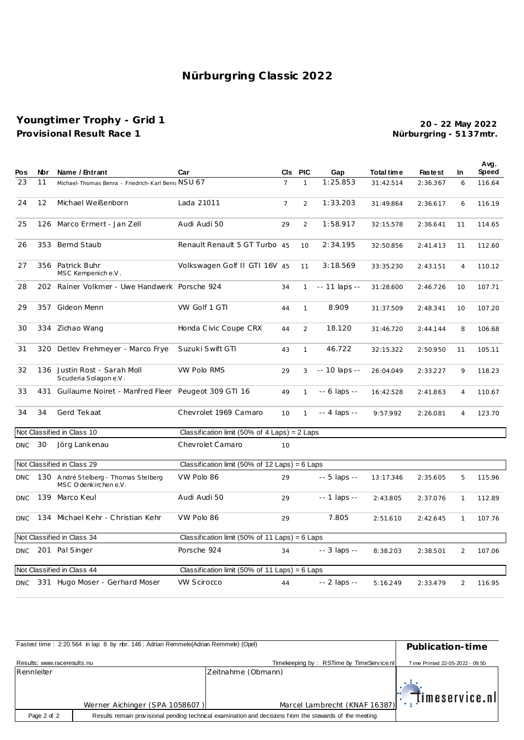# Nürburgring Classic 2022

## Youngtimer Trophy - Grid 1

### Provisional Result Race 1

**20 - 22 May 2022**
**Nürburgring - 5137mtr.**

| Pos | Nbr | Name / Entrant | Car | Cls | PIC | Gap | Total time | Fastest | In | Avg. Speed |
|---|---|---|---|---|---|---|---|---|---|---|
| 23 | 11 | Michael-Thomas Benra - Friedrich-Karl Benra | NSU 67 | 7 | 1 | 1:25.853 | 31:42.514 | 2:36.367 | 6 | 116.64 |
| 24 | 12 | Michael Weißenborn | Lada 21011 | 7 | 2 | 1:33.203 | 31:49.864 | 2:36.617 | 6 | 116.19 |
| 25 | 126 | Marco Ermert - Jan Zell | Audi Audi 50 | 29 | 2 | 1:58.917 | 32:15.578 | 2:36.641 | 11 | 114.65 |
| 26 | 353 | Bernd Staub | Renault Renault 5 GT Turbo | 45 | 10 | 2:34.195 | 32:50.856 | 2:41.413 | 11 | 112.60 |
| 27 | 356 | Patrick Buhr<br>MSC Kempenich e.V. | Volkswagen Golf II GTI 16V | 45 | 11 | 3:18.569 | 33:35.230 | 2:43.151 | 4 | 110.12 |
| 28 | 202 | Rainer Volkmer - Uwe Handwerk | Porsche 924 | 34 | 1 | -- 11 laps -- | 31:28.600 | 2:46.726 | 10 | 107.71 |
| 29 | 357 | Gideon Menn | VW Golf 1 GTI | 44 | 1 | 8.909 | 31:37.509 | 2:48.341 | 10 | 107.20 |
| 30 | 334 | Zichao Wang | Honda Civic Coupe CRX | 44 | 2 | 18.120 | 31:46.720 | 2:44.144 | 8 | 106.68 |
| 31 | 320 | Detlev Frehmeyer - Marco Frye | Suzuki Swift GTI | 43 | 1 | 46.722 | 32:15.322 | 2:50.950 | 11 | 105.11 |
| 32 | 136 | Justin Rost - Sarah Moll<br>Scuderia Solagon e.V. | VW Polo RMS | 29 | 3 | -- 10 laps -- | 26:04.049 | 2:33.227 | 9 | 118.23 |
| 33 | 431 | Guilaume Noiret - Manfred Fleer | Peugeot 309 GTI 16 | 49 | 1 | -- 6 laps -- | 16:42.528 | 2:41.863 | 4 | 110.67 |
| 34 | 34 | Gerd Tekaat | Chevrolet 1969 Camaro | 10 | 1 | -- 4 laps -- | 9:57.992 | 2:26.081 | 4 | 123.70 |
| Not Classified in Class 10 | | | Classification limit (50% of 4 Laps) = 2 Laps | | | | | | | |
| DNC | 30 | Jörg Lankenau | Chevrolet Camaro | 10 | | | | | | |
| Not Classified in Class 29 | | | Classification limit (50% of 12 Laps) = 6 Laps | | | | | | | |
| DNC | 130 | André Stelberg - Thomas Stelberg<br>MSC Odenkirchen e.V. | VW Polo 86 | 29 | | -- 5 laps -- | 13:17.346 | 2:35.605 | 5 | 115.96 |
| DNC | 139 | Marco Keul | Audi Audi 50 | 29 | | -- 1 laps -- | 2:43.805 | 2:37.076 | 1 | 112.89 |
| DNC | 134 | Michael Kehr - Christian Kehr | VW Polo 86 | 29 | | 7.805 | 2:51.610 | 2:42.645 | 1 | 107.76 |
| Not Classified in Class 34 | | | Classification limit (50% of 11 Laps) = 6 Laps | | | | | | | |
| DNC | 201 | Pal Singer | Porsche 924 | 34 | | -- 3 laps -- | 8:38.203 | 2:38.501 | 2 | 107.06 |
| Not Classified in Class 44 | | | Classification limit (50% of 11 Laps) = 6 Laps | | | | | | | |
| DNC | 331 | Hugo Moser - Gerhard Moser | VW Scirocco | 44 | | -- 2 laps -- | 5:16.249 | 2:33.479 | 2 | 116.95 |

Fastest time : 2:20.564 in lap 8 by nbr. 146 : Adrian Remmele(Adrian Remmele) (Opel)

**Publication-time**

Results: www.raceresults.nu

Timekeeping by : RSTime by TimeService.nl

Time Printed 22-05-2022 - 09:50

| Rennleiter | Zeitnahme (Obmann) |
|---|---|
| Werner Aichinger (SPA 1058607 ) | Marcel Lambrecht (KNAF 16387) |

timeservice.nl

Results remain provisional pending technical examination and decisions from the stewards of the meeting